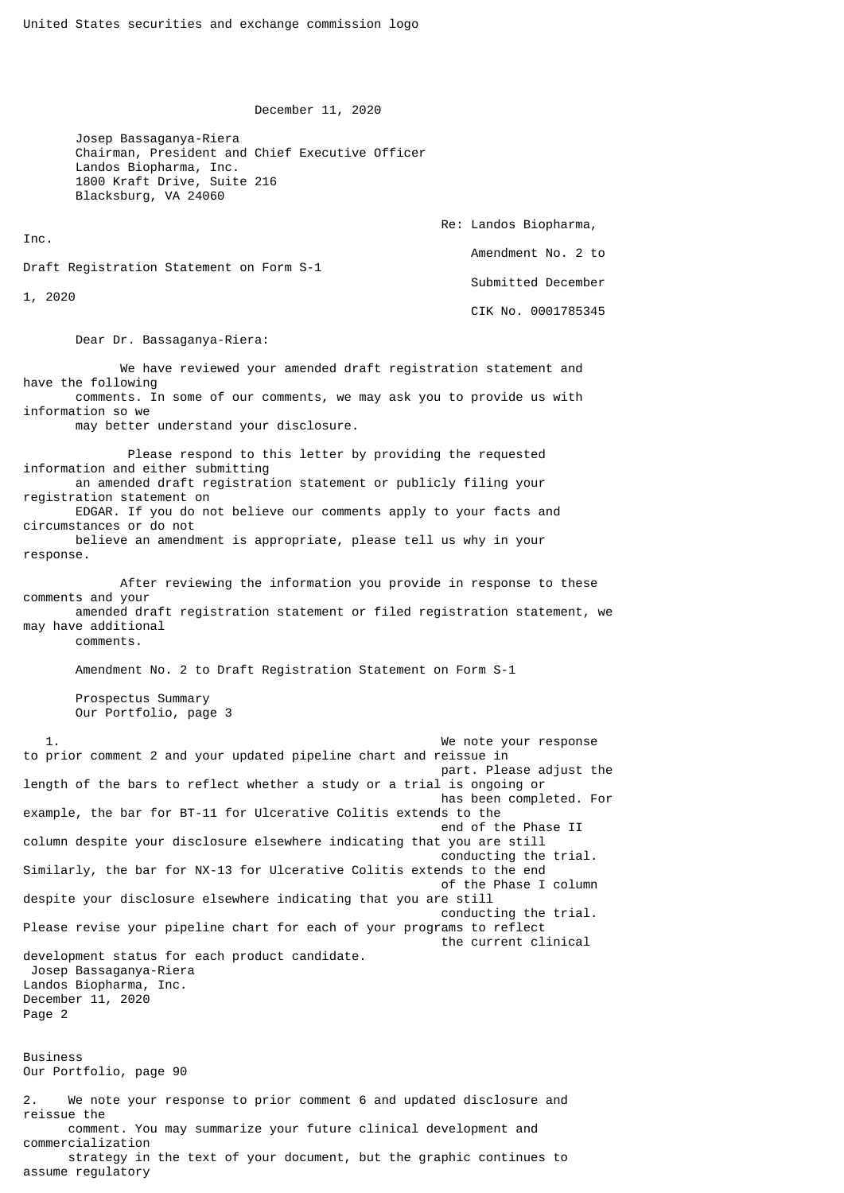United States securities and exchange commission logo

December 11, 2020

Josep Bassaganya-Riera
Chairman, President and Chief Executive Officer
Landos Biopharma, Inc.
1800 Kraft Drive, Suite 216
Blacksburg, VA 24060

Re: Landos Biopharma, Inc.
Amendment No. 2 to Draft Registration Statement on Form S-1
Submitted December 1, 2020
CIK No. 0001785345

Dear Dr. Bassaganya-Riera:

We have reviewed your amended draft registration statement and have the following comments. In some of our comments, we may ask you to provide us with information so we may better understand your disclosure.

Please respond to this letter by providing the requested information and either submitting an amended draft registration statement or publicly filing your registration statement on EDGAR. If you do not believe our comments apply to your facts and circumstances or do not believe an amendment is appropriate, please tell us why in your response.

After reviewing the information you provide in response to these comments and your amended draft registration statement or filed registration statement, we may have additional comments.

Amendment No. 2 to Draft Registration Statement on Form S-1

Prospectus Summary
Our Portfolio, page 3

1. We note your response to prior comment 2 and your updated pipeline chart and reissue in part. Please adjust the length of the bars to reflect whether a study or a trial is ongoing or has been completed. For example, the bar for BT-11 for Ulcerative Colitis extends to the end of the Phase II column despite your disclosure elsewhere indicating that you are still conducting the trial. Similarly, the bar for NX-13 for Ulcerative Colitis extends to the end of the Phase I column despite your disclosure elsewhere indicating that you are still conducting the trial. Please revise your pipeline chart for each of your programs to reflect the current clinical development status for each product candidate.

Business
Our Portfolio, page 90

2. We note your response to prior comment 6 and updated disclosure and reissue the comment. You may summarize your future clinical development and commercialization strategy in the text of your document, but the graphic continues to assume regulatory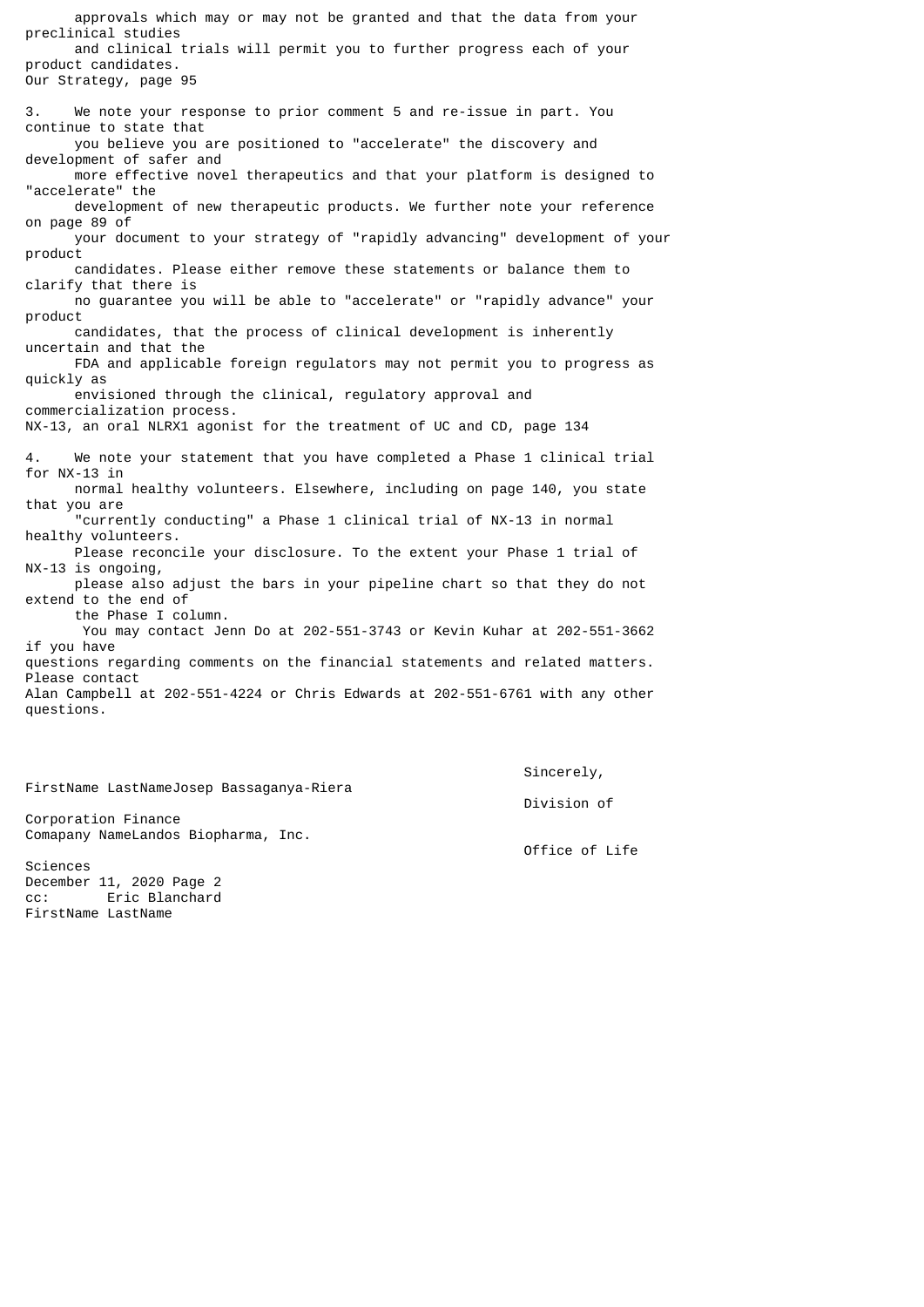approvals which may or may not be granted and that the data from your preclinical studies and clinical trials will permit you to further progress each of your product candidates.

Our Strategy, page 95

3. We note your response to prior comment 5 and re-issue in part. You continue to state that you believe you are positioned to "accelerate" the discovery and development of safer and more effective novel therapeutics and that your platform is designed to "accelerate" the development of new therapeutic products. We further note your reference on page 89 of your document to your strategy of "rapidly advancing" development of your product candidates. Please either remove these statements or balance them to clarify that there is no guarantee you will be able to "accelerate" or "rapidly advance" your product candidates, that the process of clinical development is inherently uncertain and that the FDA and applicable foreign regulators may not permit you to progress as quickly as envisioned through the clinical, regulatory approval and commercialization process.

NX-13, an oral NLRX1 agonist for the treatment of UC and CD, page 134

4. We note your statement that you have completed a Phase 1 clinical trial for NX-13 in normal healthy volunteers. Elsewhere, including on page 140, you state that you are "currently conducting" a Phase 1 clinical trial of NX-13 in normal healthy volunteers. Please reconcile your disclosure. To the extent your Phase 1 trial of NX-13 is ongoing, please also adjust the bars in your pipeline chart so that they do not extend to the end of the Phase I column.

You may contact Jenn Do at 202-551-3743 or Kevin Kuhar at 202-551-3662 if you have questions regarding comments on the financial statements and related matters. Please contact Alan Campbell at 202-551-4224 or Chris Edwards at 202-551-6761 with any other questions.

Sincerely,

Division of Corporation Finance

Office of Life Sciences

cc: Eric Blanchard